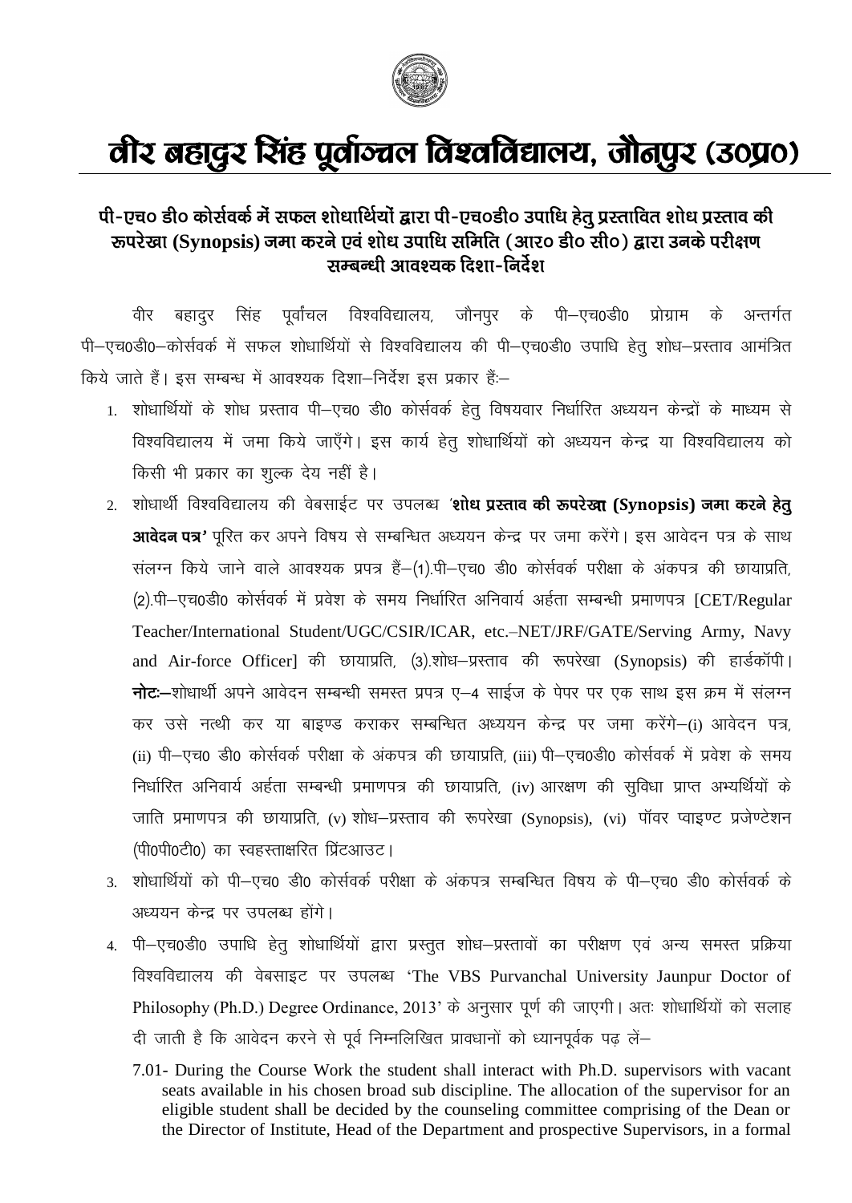# वीर बहादुर सिंह पूर्वाञ्चल विश्वविद्यालय, जौनपुर (उ0प्र0)

## पी-एच0 डी0 कोर्सवर्क में सफल शोधार्थियों द्वारा पी-एच0डी0 उपाधि हेतु प्रस्तावित शोध प्रस्ताव की रूपरेखा (Synopsis) जमा करने एवं शोध उपाधि समिति (आर0 डी0 सी0) द्वारा उनके परीक्षण सम्बन्धी आवश्यक दिशा-निर्देश

वीर बहादुर सिंह पूर्वांचल विश्वविद्यालय, जौनपुर के पी–एच0डी0 प्रोग्राम के अन्तर्गत पी–एच0डी0–कोर्सवर्क में सफल शोधार्थियों से विश्वविद्यालय की पी–एच0डी0 उपाधि हेतु शोध–प्रस्ताव आमंत्रित किये जाते हैं। इस सम्बन्ध में आवश्यक दिशा–निर्देश इस प्रकार हैंः–

1. शोधार्थियों के शोध प्रस्ताव पी–एच0 डी0 कोर्सवर्क हेतु विषयवार निर्धारित अध्ययन केन्द्रों के माध्यम से विश्वविद्यालय में जमा किये जाएँगे। इस कार्य हेतु शोधार्थियों को अध्ययन केन्द्र या विश्वविद्यालय को किसी भी प्रकार का शुल्क देय नहीं है।
2. शोधार्थी विश्वविद्यालय की वेबसाईट पर उपलब्ध **'शोध प्रस्ताव की रूपरेखा (Synopsis) जमा करने हेतु आवेदन पत्र'** पूरित कर अपने विषय से सम्बन्धित अध्ययन केन्द्र पर जमा करेंगे। इस आवेदन पत्र के साथ संलग्न किये जाने वाले आवश्यक प्रपत्र हैं–(1).पी–एच0 डी0 कोर्सवर्क परीक्षा के अंकपत्र की छायाप्रति, (2).पी–एच0डी0 कोर्सवर्क में प्रवेश के समय निर्धारित अनिवार्य अर्हता सम्बन्धी प्रमाणपत्र [CET/Regular Teacher/International Student/UGC/CSIR/ICAR, etc.–NET/JRF/GATE/Serving Army, Navy and Air-force Officer] की छायाप्रति, (3).शोध–प्रस्ताव की रूपरेखा (Synopsis) की हार्डकॉपी। **नोटः–**शोधार्थी अपने आवेदन सम्बन्धी समस्त प्रपत्र ए–4 साईज के पेपर पर एक साथ इस क्रम में संलग्न कर उसे नत्थी कर या बाइण्ड कराकर सम्बन्धित अध्ययन केन्द्र पर जमा करेंगे–(i) आवेदन पत्र, (ii) पी–एच0 डी0 कोर्सवर्क परीक्षा के अंकपत्र की छायाप्रति, (iii) पी–एच0डी0 कोर्सवर्क में प्रवेश के समय निर्धारित अनिवार्य अर्हता सम्बन्धी प्रमाणपत्र की छायाप्रति, (iv) आरक्षण की सुविधा प्राप्त अभ्यर्थियों के जाति प्रमाणपत्र की छायाप्रति, (v) शोध–प्रस्ताव की रूपरेखा (Synopsis), (vi) पॉवर प्वाइण्ट प्रजेण्टेशन (पी0पी0टी0) का स्वहस्ताक्षरित प्रिंटआउट।
3. शोधार्थियों को पी–एच0 डी0 कोर्सवर्क परीक्षा के अंकपत्र सम्बन्धित विषय के पी–एच0 डी0 कोर्सवर्क के अध्ययन केन्द्र पर उपलब्ध होंगे।
4. पी–एच0डी0 उपाधि हेतु शोधार्थियों द्वारा प्रस्तुत शोध–प्रस्तावों का परीक्षण एवं अन्य समस्त प्रक्रिया विश्वविद्यालय की वेबसाइट पर उपलब्ध 'The VBS Purvanchal University Jaunpur Doctor of Philosophy (Ph.D.) Degree Ordinance, 2013' के अनुसार पूर्ण की जाएगी। अतः शोधार्थियों को सलाह दी जाती है कि आवेदन करने से पूर्व निम्नलिखित प्रावधानों को ध्यानपूर्वक पढ़ लें–

   7.01- During the Course Work the student shall interact with Ph.D. supervisors with vacant seats available in his chosen broad sub discipline. The allocation of the supervisor for an eligible student shall be decided by the counseling committee comprising of the Dean or the Director of Institute, Head of the Department and prospective Supervisors, in a formal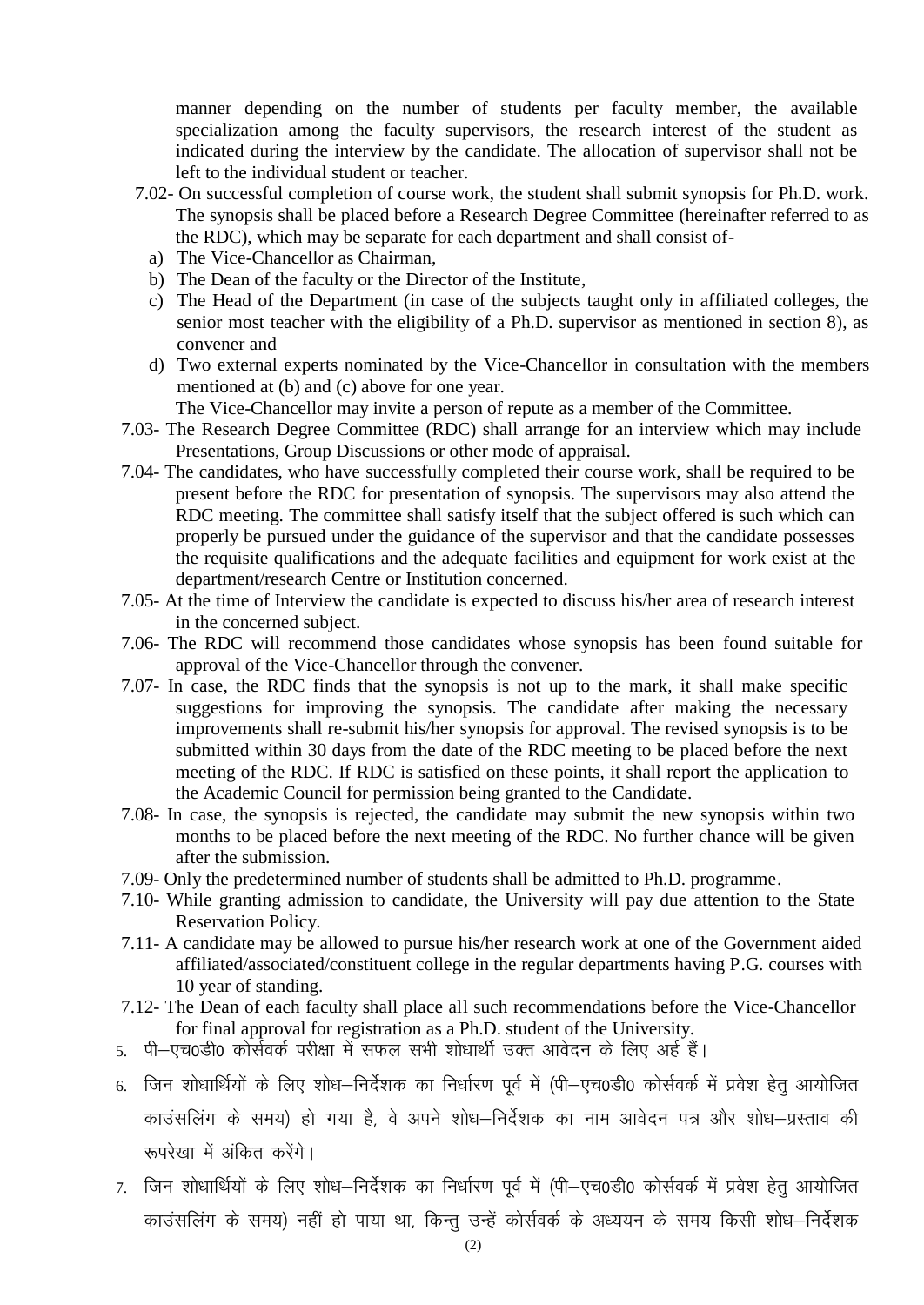manner depending on the number of students per faculty member, the available specialization among the faculty supervisors, the research interest of the student as indicated during the interview by the candidate. The allocation of supervisor shall not be left to the individual student or teacher.

7.02- On successful completion of course work, the student shall submit synopsis for Ph.D. work. The synopsis shall be placed before a Research Degree Committee (hereinafter referred to as the RDC), which may be separate for each department and shall consist of-

a) The Vice-Chancellor as Chairman,
b) The Dean of the faculty or the Director of the Institute,
c) The Head of the Department (in case of the subjects taught only in affiliated colleges, the senior most teacher with the eligibility of a Ph.D. supervisor as mentioned in section 8), as convener and
d) Two external experts nominated by the Vice-Chancellor in consultation with the members mentioned at (b) and (c) above for one year.

The Vice-Chancellor may invite a person of repute as a member of the Committee.

7.03- The Research Degree Committee (RDC) shall arrange for an interview which may include Presentations, Group Discussions or other mode of appraisal.

7.04- The candidates, who have successfully completed their course work, shall be required to be present before the RDC for presentation of synopsis. The supervisors may also attend the RDC meeting. The committee shall satisfy itself that the subject offered is such which can properly be pursued under the guidance of the supervisor and that the candidate possesses the requisite qualifications and the adequate facilities and equipment for work exist at the department/research Centre or Institution concerned.

7.05- At the time of Interview the candidate is expected to discuss his/her area of research interest in the concerned subject.

7.06- The RDC will recommend those candidates whose synopsis has been found suitable for approval of the Vice-Chancellor through the convener.

7.07- In case, the RDC finds that the synopsis is not up to the mark, it shall make specific suggestions for improving the synopsis. The candidate after making the necessary improvements shall re-submit his/her synopsis for approval. The revised synopsis is to be submitted within 30 days from the date of the RDC meeting to be placed before the next meeting of the RDC. If RDC is satisfied on these points, it shall report the application to the Academic Council for permission being granted to the Candidate.

7.08- In case, the synopsis is rejected, the candidate may submit the new synopsis within two months to be placed before the next meeting of the RDC. No further chance will be given after the submission.

7.09- Only the predetermined number of students shall be admitted to Ph.D. programme.

7.10- While granting admission to candidate, the University will pay due attention to the State Reservation Policy.

7.11- A candidate may be allowed to pursue his/her research work at one of the Government aided affiliated/associated/constituent college in the regular departments having P.G. courses with 10 year of standing.

7.12- The Dean of each faculty shall place all such recommendations before the Vice-Chancellor for final approval for registration as a Ph.D. student of the University.

5. पी–एच0डी0 कोर्सवर्क परीक्षा में सफल सभी शोधार्थी उक्त आवेदन के लिए अर्ह हैं।

6. जिन शोधार्थियों के लिए शोध–निर्देशक का निर्धारण पूर्व में (पी–एच0डी0 कोर्सवर्क में प्रवेश हेतु आयोजित काउंसलिंग के समय) हो गया है, वे अपने शोध–निर्देशक का नाम आवेदन पत्र और शोध–प्रस्ताव की रूपरेखा में अंकित करेंगे।

7. जिन शोधार्थियों के लिए शोध–निर्देशक का निर्धारण पूर्व में (पी–एच0डी0 कोर्सवर्क में प्रवेश हेतु आयोजित काउंसलिंग के समय) नहीं हो पाया था, किन्तु उन्हें कोर्सवर्क के अध्ययन के समय किसी शोध–निर्देशक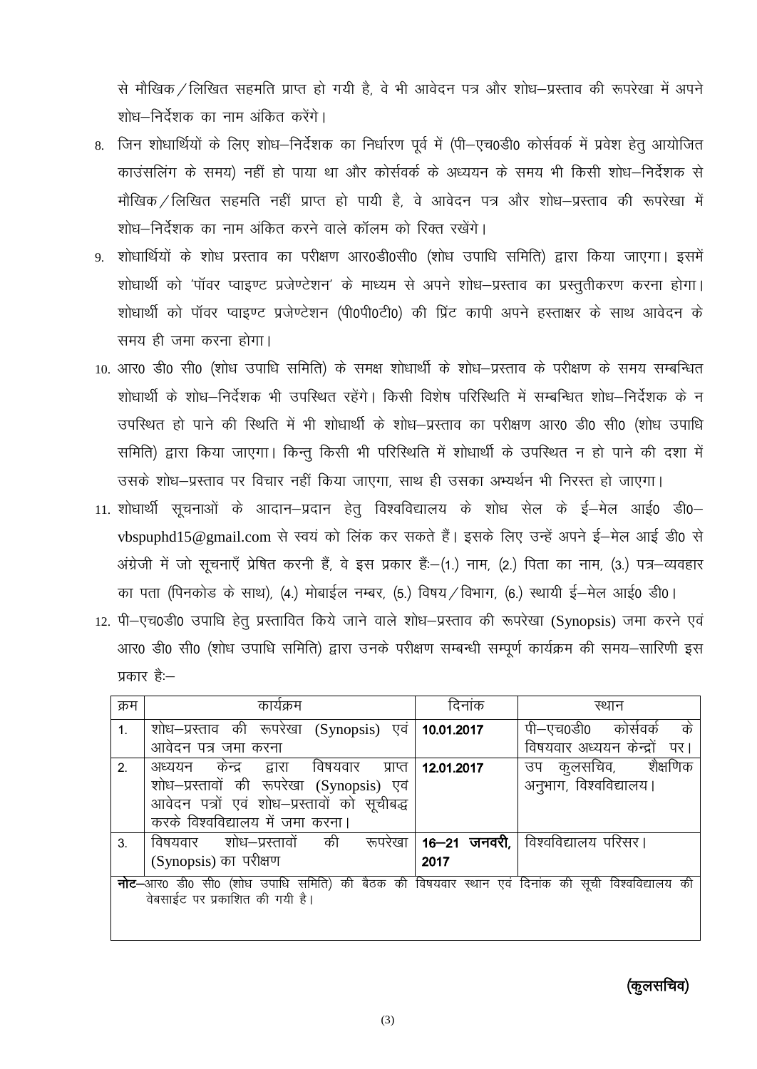से मौखिक/लिखित सहमति प्राप्त हो गयी है, वे भी आवेदन पत्र और शोध–प्रस्ताव की रूपरेखा में अपने शोध–निर्देशक का नाम अंकित करेंगे।

8. जिन शोधार्थियों के लिए शोध–निर्देशक का निर्धारण पूर्व में (पी–एच0डी0 कोर्सवर्क में प्रवेश हेतु आयोजित काउंसलिंग के समय) नहीं हो पाया था और कोर्सवर्क के अध्ययन के समय भी किसी शोध–निर्देशक से मौखिक/लिखित सहमति नहीं प्राप्त हो पायी है, वे आवेदन पत्र और शोध–प्रस्ताव की रूपरेखा में शोध–निर्देशक का नाम अंकित करने वाले कॉलम को रिक्त रखेंगे।
9. शोधार्थियों के शोध प्रस्ताव का परीक्षण आर0डी0सी0 (शोध उपाधि समिति) द्वारा किया जाएगा। इसमें शोधार्थी को 'पॉवर प्वाइण्ट प्रजेण्टेशन' के माध्यम से अपने शोध–प्रस्ताव का प्रस्तुतीकरण करना होगा। शोधार्थी को पॉवर प्वाइण्ट प्रजेण्टेशन (पी0पी0टी0) की प्रिंट कापी अपने हस्ताक्षर के साथ आवेदन के समय ही जमा करना होगा।
10. आर0 डी0 सी0 (शोध उपाधि समिति) के समक्ष शोधार्थी के शोध–प्रस्ताव के परीक्षण के समय सम्बन्धित शोधार्थी के शोध–निर्देशक भी उपस्थित रहेंगे। किसी विशेष परिस्थिति में सम्बन्धित शोध–निर्देशक के न उपस्थित हो पाने की स्थिति में भी शोधार्थी के शोध–प्रस्ताव का परीक्षण आर0 डी0 सी0 (शोध उपाधि समिति) द्वारा किया जाएगा। किन्तु किसी भी परिस्थिति में शोधार्थी के उपस्थित न हो पाने की दशा में उसके शोध–प्रस्ताव पर विचार नहीं किया जाएगा, साथ ही उसका अभ्यर्थन भी निरस्त हो जाएगा।
11. शोधार्थी सूचनाओं के आदान–प्रदान हेतु विश्वविद्यालय के शोध सेल के ई–मेल आई0 डी0– vbspuphd15@gmail.com से स्वयं को लिंक कर सकते हैं। इसके लिए उन्हें अपने ई–मेल आई डी0 से अंग्रेजी में जो सूचनाएँ प्रेषित करनी हैं, वे इस प्रकार हैः–(1.) नाम, (2.) पिता का नाम, (3.) पत्र–व्यवहार का पता (पिनकोड के साथ), (4.) मोबाईल नम्बर, (5.) विषय/विभाग, (6.) स्थायी ई–मेल आई0 डी0।
12. पी–एच0डी0 उपाधि हेतु प्रस्तावित किये जाने वाले शोध–प्रस्ताव की रूपरेखा (Synopsis) जमा करने एवं आर0 डी0 सी0 (शोध उपाधि समिति) द्वारा उनके परीक्षण सम्बन्धी सम्पूर्ण कार्यक्रम की समय–सारिणी इस प्रकार हैः–

| क्रम | कार्यक्रम | दिनांक | स्थान |
|---|---|---|---|
| 1. | शोध–प्रस्ताव की रूपरेखा (Synopsis) एवं आवेदन पत्र जमा करना | **10.01.2017** | पी–एच0डी0 कोर्सवर्क के विषयवार अध्ययन केन्द्रों पर। |
| 2. | अध्ययन केन्द्र द्वारा विषयवार प्राप्त शोध–प्रस्तावों की रूपरेखा (Synopsis) एव आवेदन पत्रों एवं शोध–प्रस्तावों को सूचीबद्ध करके विश्वविद्यालय में जमा करना। | **12.01.2017** | उप कुलसचिव, शैक्षणिक अनुभाग, विश्वविद्यालय। |
| 3. | विषयवार शोध–प्रस्तावों की रूपरेखा (Synopsis) का परीक्षण | **16–21 जनवरी, 2017** | विश्वविद्यालय परिसर। |

**नोट**–आर0 डी0 सी0 (शोध उपाधि समिति) की बैठक की विषयवार स्थान एवं दिनांक की सूची विश्वविद्यालय की वेबसाईट पर प्रकाशित की गयी है।

**(कुलसचिव)**